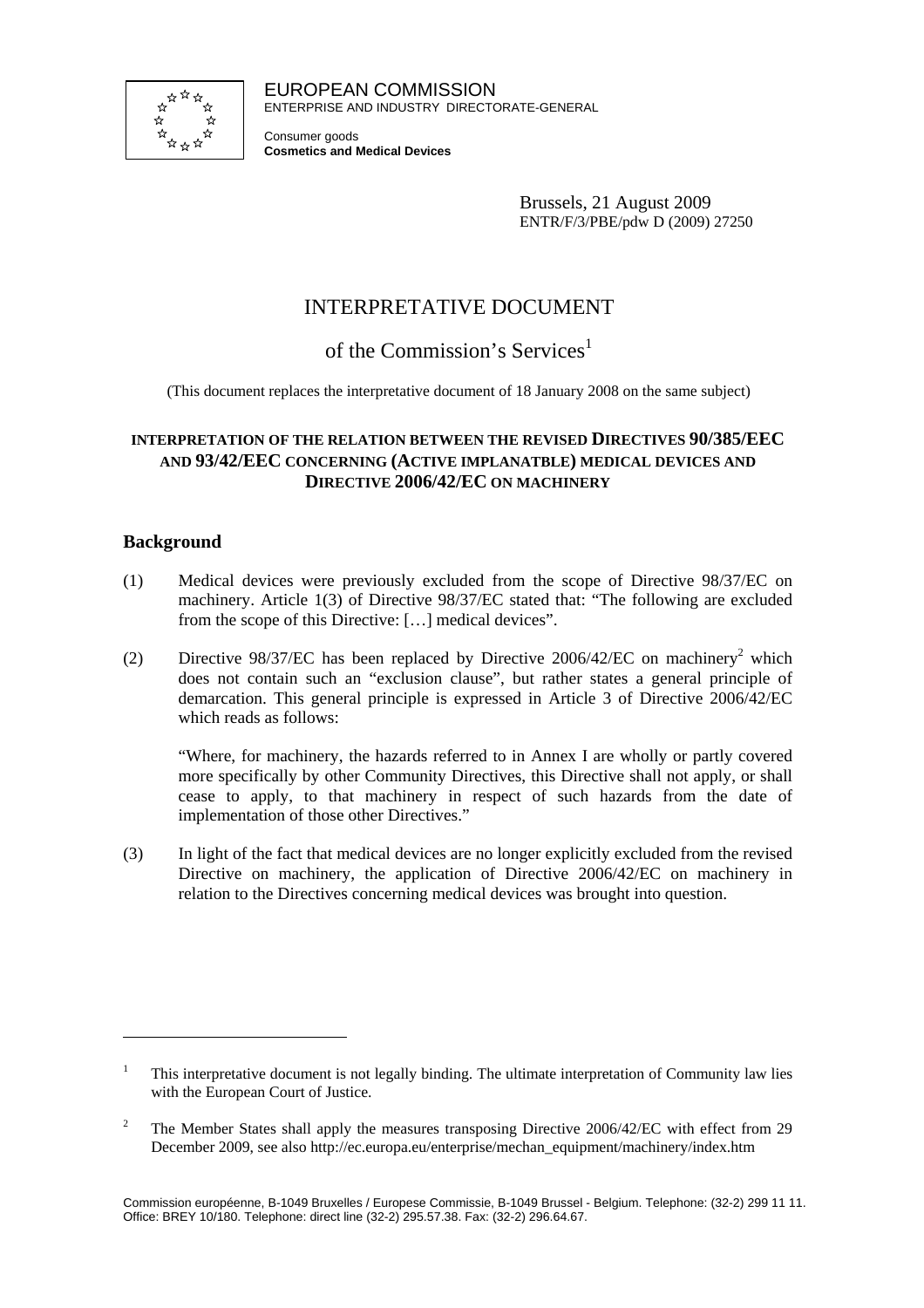EUROPEAN COMMISSION
ENTERPRISE AND INDUSTRY DIRECTORATE-GENERAL

Consumer goods
**Cosmetics and Medical Devices**

Brussels, 21 August 2009
ENTR/F/3/PBE/pdw D (2009) 27250

# INTERPRETATIVE DOCUMENT

## of the Commission's Services[1]

(This document replaces the interpretative document of 18 January 2008 on the same subject)

**INTERPRETATION OF THE RELATION BETWEEN THE REVISED DIRECTIVES 90/385/EEC AND 93/42/EEC CONCERNING (ACTIVE IMPLANATBLE) MEDICAL DEVICES AND DIRECTIVE 2006/42/EC ON MACHINERY**

## Background

(1) Medical devices were previously excluded from the scope of Directive 98/37/EC on machinery. Article 1(3) of Directive 98/37/EC stated that: "The following are excluded from the scope of this Directive: […] medical devices".

(2) Directive 98/37/EC has been replaced by Directive 2006/42/EC on machinery[2] which does not contain such an "exclusion clause", but rather states a general principle of demarcation. This general principle is expressed in Article 3 of Directive 2006/42/EC which reads as follows:

"Where, for machinery, the hazards referred to in Annex I are wholly or partly covered more specifically by other Community Directives, this Directive shall not apply, or shall cease to apply, to that machinery in respect of such hazards from the date of implementation of those other Directives."

(3) In light of the fact that medical devices are no longer explicitly excluded from the revised Directive on machinery, the application of Directive 2006/42/EC on machinery in relation to the Directives concerning medical devices was brought into question.

---

[1] This interpretative document is not legally binding. The ultimate interpretation of Community law lies with the European Court of Justice.

[2] The Member States shall apply the measures transposing Directive 2006/42/EC with effect from 29 December 2009, see also http://ec.europa.eu/enterprise/mechan_equipment/machinery/index.htm

Commission européenne, B-1049 Bruxelles / Europese Commissie, B-1049 Brussel - Belgium. Telephone: (32-2) 299 11 11. Office: BREY 10/180. Telephone: direct line (32-2) 295.57.38. Fax: (32-2) 296.64.67.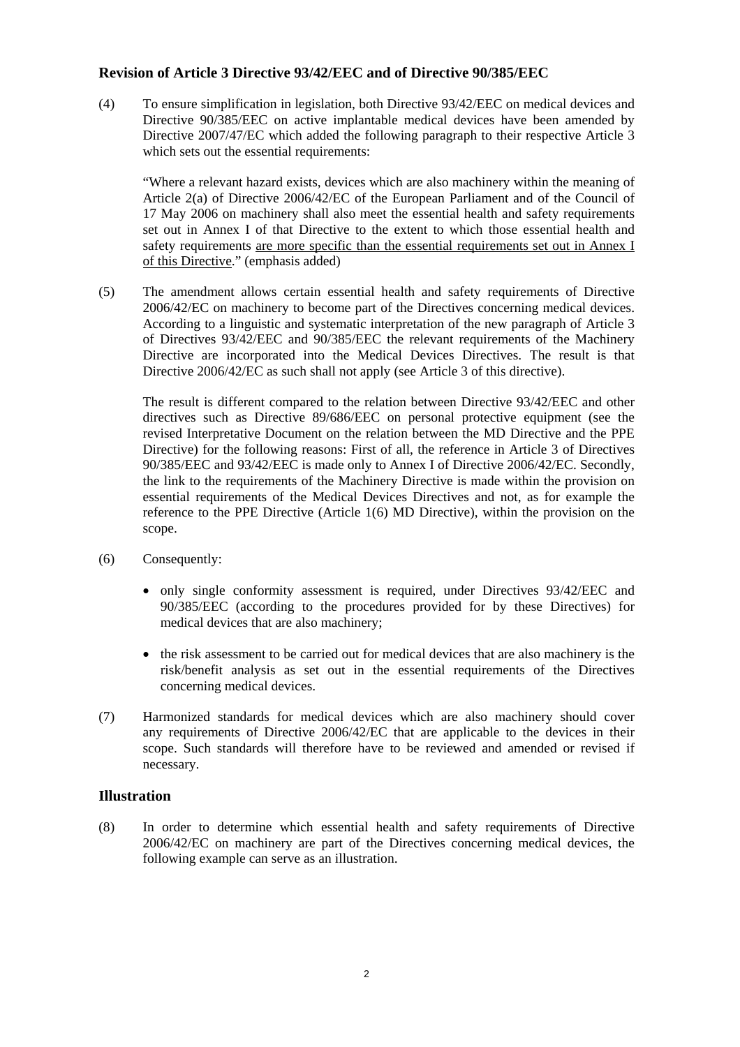## Revision of Article 3 Directive 93/42/EEC and of Directive 90/385/EEC

(4) To ensure simplification in legislation, both Directive 93/42/EEC on medical devices and Directive 90/385/EEC on active implantable medical devices have been amended by Directive 2007/47/EC which added the following paragraph to their respective Article 3 which sets out the essential requirements:

"Where a relevant hazard exists, devices which are also machinery within the meaning of Article 2(a) of Directive 2006/42/EC of the European Parliament and of the Council of 17 May 2006 on machinery shall also meet the essential health and safety requirements set out in Annex I of that Directive to the extent to which those essential health and safety requirements <u>are more specific than the essential requirements set out in Annex I of this Directive</u>." (emphasis added)

(5) The amendment allows certain essential health and safety requirements of Directive 2006/42/EC on machinery to become part of the Directives concerning medical devices. According to a linguistic and systematic interpretation of the new paragraph of Article 3 of Directives 93/42/EEC and 90/385/EEC the relevant requirements of the Machinery Directive are incorporated into the Medical Devices Directives. The result is that Directive 2006/42/EC as such shall not apply (see Article 3 of this directive).

The result is different compared to the relation between Directive 93/42/EEC and other directives such as Directive 89/686/EEC on personal protective equipment (see the revised Interpretative Document on the relation between the MD Directive and the PPE Directive) for the following reasons: First of all, the reference in Article 3 of Directives 90/385/EEC and 93/42/EEC is made only to Annex I of Directive 2006/42/EC. Secondly, the link to the requirements of the Machinery Directive is made within the provision on essential requirements of the Medical Devices Directives and not, as for example the reference to the PPE Directive (Article 1(6) MD Directive), within the provision on the scope.

(6) Consequently:

- only single conformity assessment is required, under Directives 93/42/EEC and 90/385/EEC (according to the procedures provided for by these Directives) for medical devices that are also machinery;
- the risk assessment to be carried out for medical devices that are also machinery is the risk/benefit analysis as set out in the essential requirements of the Directives concerning medical devices.

(7) Harmonized standards for medical devices which are also machinery should cover any requirements of Directive 2006/42/EC that are applicable to the devices in their scope. Such standards will therefore have to be reviewed and amended or revised if necessary.

## Illustration

(8) In order to determine which essential health and safety requirements of Directive 2006/42/EC on machinery are part of the Directives concerning medical devices, the following example can serve as an illustration.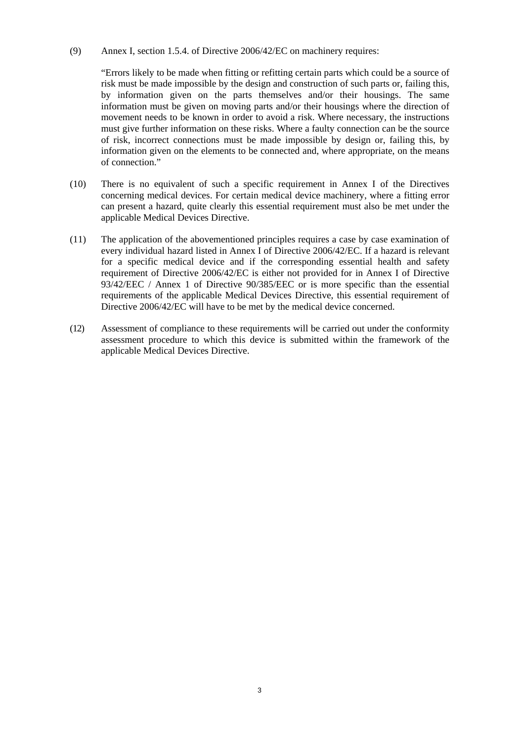(9) Annex I, section 1.5.4. of Directive 2006/42/EC on machinery requires:

> "Errors likely to be made when fitting or refitting certain parts which could be a source of risk must be made impossible by the design and construction of such parts or, failing this, by information given on the parts themselves and/or their housings. The same information must be given on moving parts and/or their housings where the direction of movement needs to be known in order to avoid a risk. Where necessary, the instructions must give further information on these risks. Where a faulty connection can be the source of risk, incorrect connections must be made impossible by design or, failing this, by information given on the elements to be connected and, where appropriate, on the means of connection."

(10) There is no equivalent of such a specific requirement in Annex I of the Directives concerning medical devices. For certain medical device machinery, where a fitting error can present a hazard, quite clearly this essential requirement must also be met under the applicable Medical Devices Directive.

(11) The application of the abovementioned principles requires a case by case examination of every individual hazard listed in Annex I of Directive 2006/42/EC. If a hazard is relevant for a specific medical device and if the corresponding essential health and safety requirement of Directive 2006/42/EC is either not provided for in Annex I of Directive 93/42/EEC / Annex 1 of Directive 90/385/EEC or is more specific than the essential requirements of the applicable Medical Devices Directive, this essential requirement of Directive 2006/42/EC will have to be met by the medical device concerned.

(12) Assessment of compliance to these requirements will be carried out under the conformity assessment procedure to which this device is submitted within the framework of the applicable Medical Devices Directive.